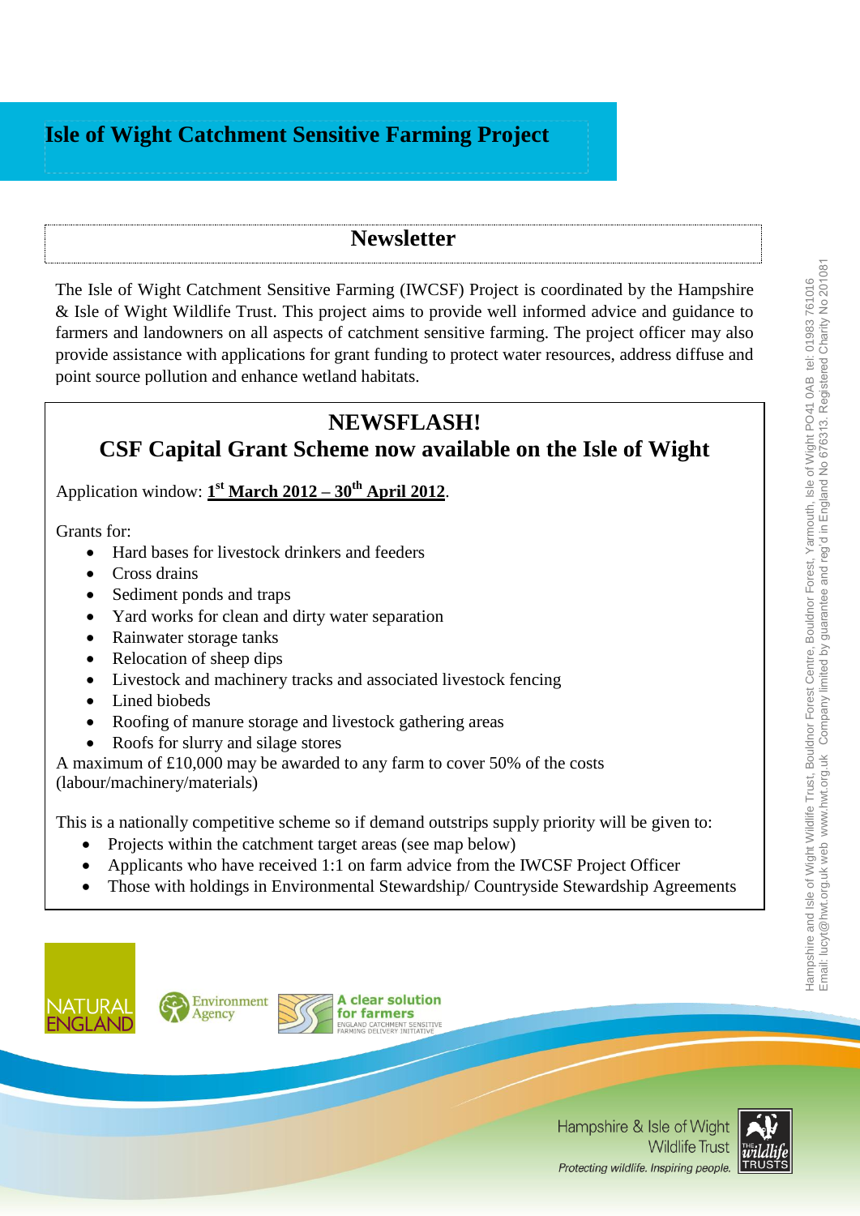# Isle of Wight Catchment Sensitive Farming Project

## Newsletter

The Isle of Wight Catchment Sensitive Farming (IWCSF) Project is coordinated by the Hampshire & Isle of Wight Wildlife Trust. This project aims to provide well informed advice and guidance to farmers and landowners on all aspects of catchment sensitive farming. The project officer may also provide assistance with applications for grant funding to protect water resources, address diffuse and point source pollution and enhance wetland habitats.

## NEWSFLASH!

## CSF Capital Grant Scheme now available on the Isle of Wight

Application window: **1st March 2012 – 30th April 2012**.

Grants for:

- Hard bases for livestock drinkers and feeders
- Cross drains
- Sediment ponds and traps
- Yard works for clean and dirty water separation
- Rainwater storage tanks
- Relocation of sheep dips
- Livestock and machinery tracks and associated livestock fencing
- Lined biobeds
- Roofing of manure storage and livestock gathering areas
- Roofs for slurry and silage stores

A maximum of £10,000 may be awarded to any farm to cover 50% of the costs (labour/machinery/materials)

This is a nationally competitive scheme so if demand outstrips supply priority will be given to:

- Projects within the catchment target areas (see map below)
- Applicants who have received 1:1 on farm advice from the IWCSF Project Officer
- Those with holdings in Environmental Stewardship/ Countryside Stewardship Agreements

NATURAL ENGLAND

Environment Agency

A clear solution for farmers
ENGLAND CATCHMENT SENSITIVE FARMING DELIVERY INITIATIVE

Hampshire & Isle of Wight Wildlife Trust
*Protecting wildlife. Inspiring people.*

THE wildlife TRUSTS

Hampshire and Isle of Wight Wildlife Trust, Bouldnor Forest Centre, Bouldnor Forest, Yarmouth, Isle of Wight PO41 0AB tel: 01983 761016
Email: lucyt@hwt.org.uk web www.hwt.org.uk Company limited by guarantee and reg'd in England No 676313. Registered Charity No 201081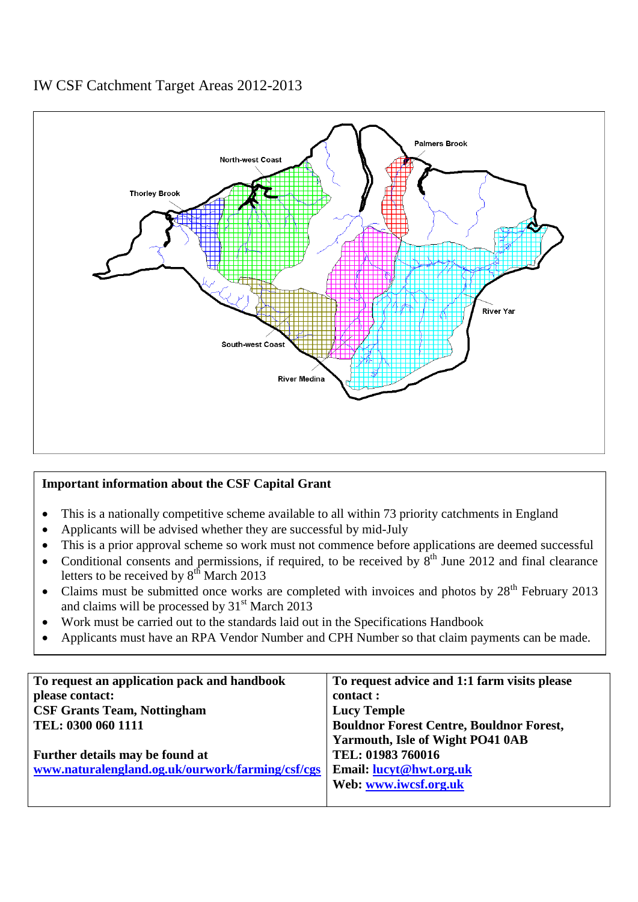# IW CSF Catchment Target Areas 2012-2013

Palmers Brook

North-west Coast

Thorley Brook

River Yar

South-west Coast

River Medina

**Important information about the CSF Capital Grant**

- This is a nationally competitive scheme available to all within 73 priority catchments in England
- Applicants will be advised whether they are successful by mid-July
- This is a prior approval scheme so work must not commence before applications are deemed successful
- Conditional consents and permissions, if required, to be received by 8th June 2012 and final clearance letters to be received by 8th March 2013
- Claims must be submitted once works are completed with invoices and photos by 28th February 2013 and claims will be processed by 31st March 2013
- Work must be carried out to the standards laid out in the Specifications Handbook
- Applicants must have an RPA Vendor Number and CPH Number so that claim payments can be made.

| | |
|---|---|
| **To request an application pack and handbook please contact:**<br>**CSF Grants Team, Nottingham**<br>**TEL: 0300 060 1111**<br><br>**Further details may be found at**<br>**www.naturalengland.og.uk/ourwork/farming/csf/cgs** | **To request advice and 1:1 farm visits please contact :**<br>**Lucy Temple**<br>**Bouldnor Forest Centre, Bouldnor Forest, Yarmouth, Isle of Wight PO41 0AB**<br>**TEL: 01983 760016**<br>**Email: lucyt@hwt.org.uk**<br>**Web: www.iwcsf.org.uk** |